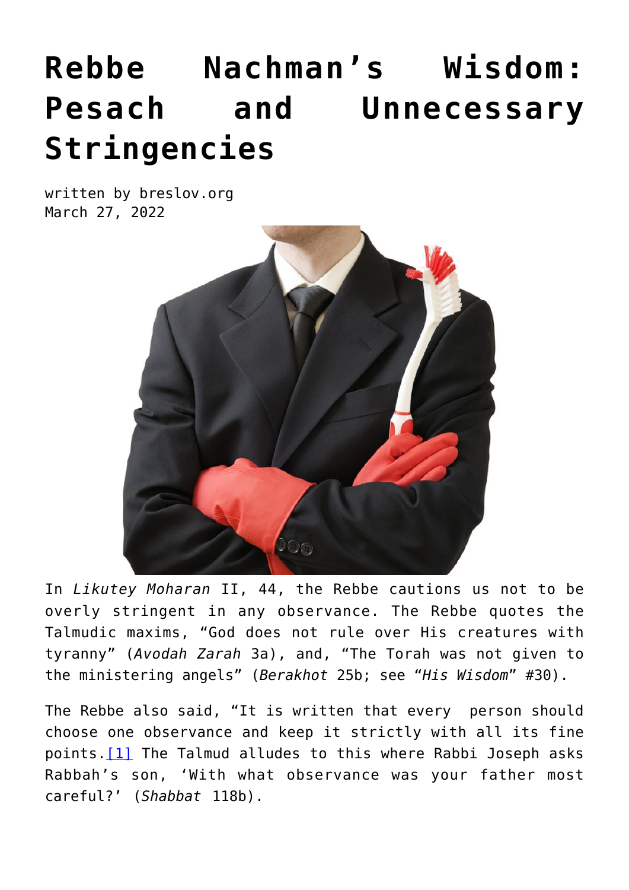# Rebbe Nachman's Wisdom: Pesach and Unnecessary Stringencies

written by breslov.org
March 27, 2022

In *Likutey Moharan* II, 44, the Rebbe cautions us not to be overly stringent in any observance. The Rebbe quotes the Talmudic maxims, "God does not rule over His creatures with tyranny" (*Avodah Zarah* 3a), and, "The Torah was not given to the ministering angels" (*Berakhot* 25b; see "*His Wisdom*" #30).

The Rebbe also said, "It is written that every person should choose one observance and keep it strictly with all its fine points.[1] The Talmud alludes to this where Rabbi Joseph asks Rabbah's son, 'With what observance was your father most careful?' (*Shabbat* 118b).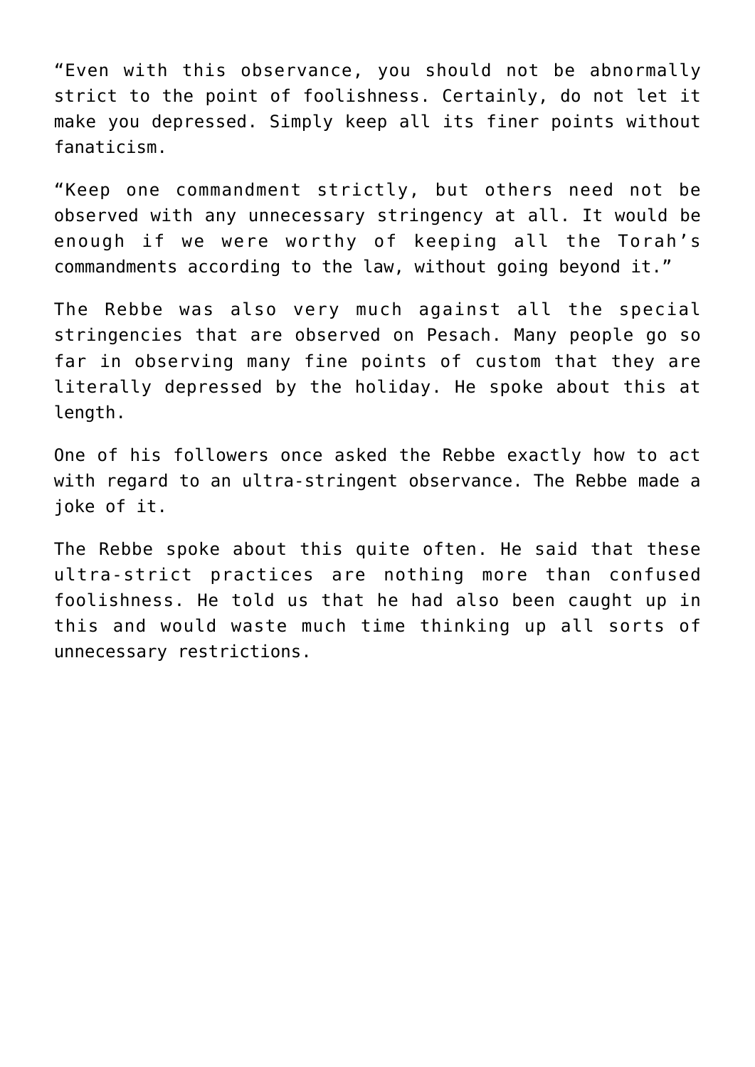"Even with this observance, you should not be abnormally strict to the point of foolishness. Certainly, do not let it make you depressed. Simply keep all its finer points without fanaticism.

"Keep one commandment strictly, but others need not be observed with any unnecessary stringency at all. It would be enough if we were worthy of keeping all the Torah's commandments according to the law, without going beyond it."

The Rebbe was also very much against all the special stringencies that are observed on Pesach. Many people go so far in observing many fine points of custom that they are literally depressed by the holiday. He spoke about this at length.

One of his followers once asked the Rebbe exactly how to act with regard to an ultra-stringent observance. The Rebbe made a joke of it.

The Rebbe spoke about this quite often. He said that these ultra-strict practices are nothing more than confused foolishness. He told us that he had also been caught up in this and would waste much time thinking up all sorts of unnecessary restrictions.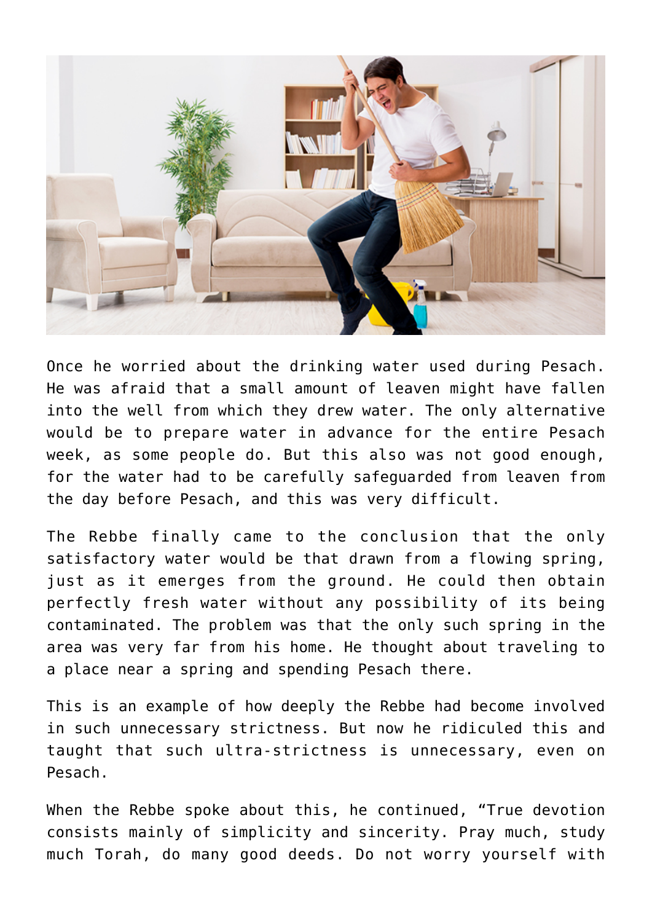Once he worried about the drinking water used during Pesach. He was afraid that a small amount of leaven might have fallen into the well from which they drew water. The only alternative would be to prepare water in advance for the entire Pesach week, as some people do. But this also was not good enough, for the water had to be carefully safeguarded from leaven from the day before Pesach, and this was very difficult.

The Rebbe finally came to the conclusion that the only satisfactory water would be that drawn from a flowing spring, just as it emerges from the ground. He could then obtain perfectly fresh water without any possibility of its being contaminated. The problem was that the only such spring in the area was very far from his home. He thought about traveling to a place near a spring and spending Pesach there.

This is an example of how deeply the Rebbe had become involved in such unnecessary strictness. But now he ridiculed this and taught that such ultra-strictness is unnecessary, even on Pesach.

When the Rebbe spoke about this, he continued, "True devotion consists mainly of simplicity and sincerity. Pray much, study much Torah, do many good deeds. Do not worry yourself with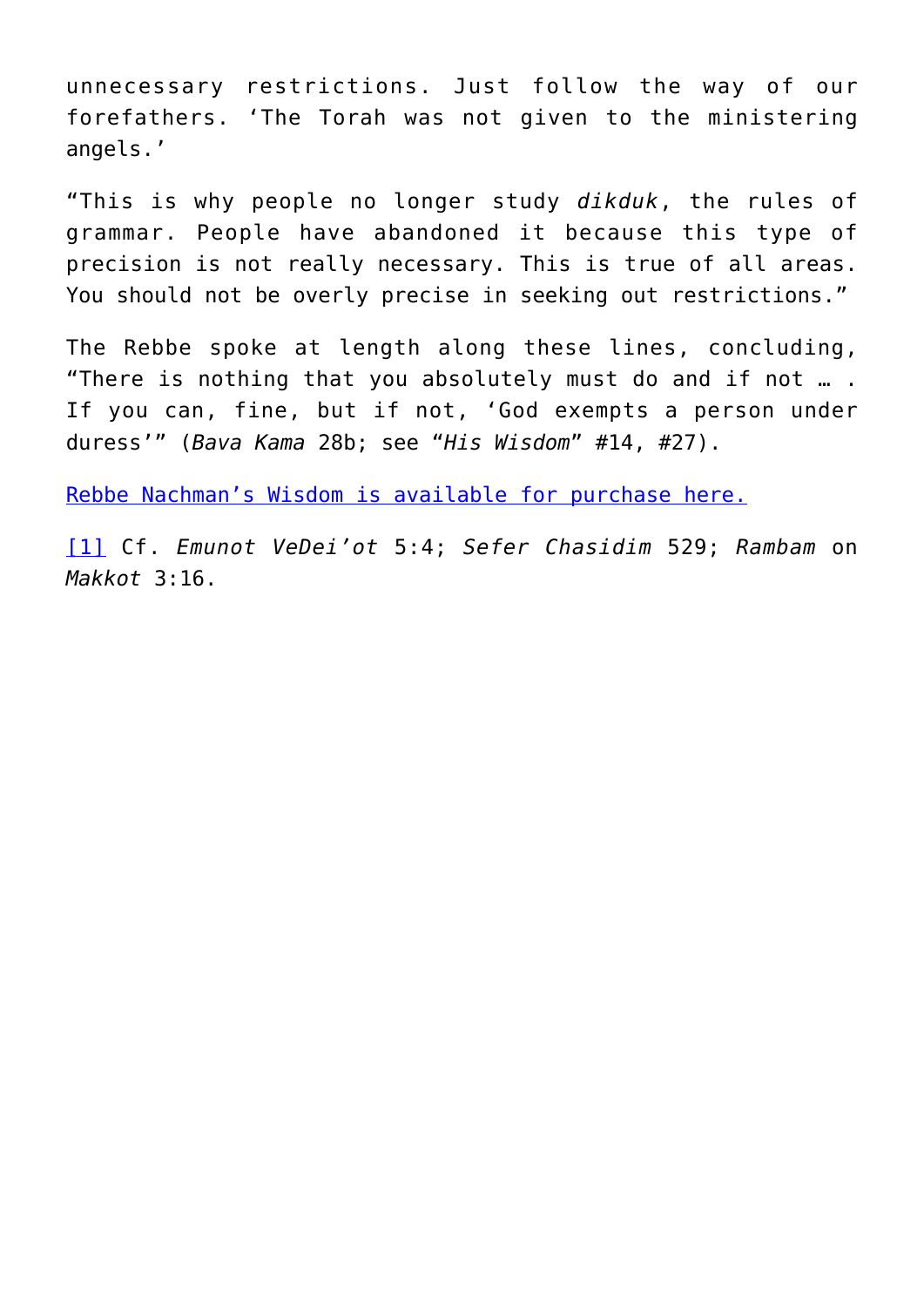unnecessary restrictions. Just follow the way of our forefathers. 'The Torah was not given to the ministering angels.'

"This is why people no longer study *dikduk*, the rules of grammar. People have abandoned it because this type of precision is not really necessary. This is true of all areas. You should not be overly precise in seeking out restrictions."

The Rebbe spoke at length along these lines, concluding, "There is nothing that you absolutely must do and if not … . If you can, fine, but if not, 'God exempts a person under duress'" (*Bava Kama* 28b; see "*His Wisdom*" #14, #27).

Rebbe Nachman's Wisdom is available for purchase here.

[1] Cf. *Emunot VeDei'ot* 5:4; *Sefer Chasidim* 529; *Rambam* on *Makkot* 3:16.